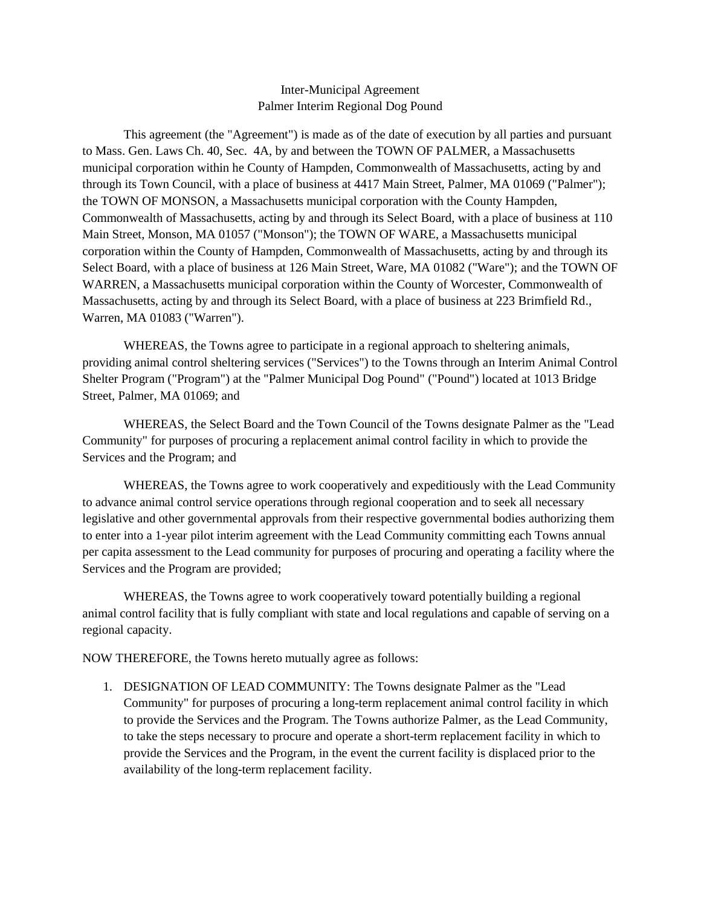Inter-Municipal Agreement
Palmer Interim Regional Dog Pound

This agreement (the "Agreement") is made as of the date of execution by all parties and pursuant to Mass. Gen. Laws Ch. 40, Sec. 4A, by and between the TOWN OF PALMER, a Massachusetts municipal corporation within he County of Hampden, Commonwealth of Massachusetts, acting by and through its Town Council, with a place of business at 4417 Main Street, Palmer, MA 01069 ("Palmer"); the TOWN OF MONSON, a Massachusetts municipal corporation with the County Hampden, Commonwealth of Massachusetts, acting by and through its Select Board, with a place of business at 110 Main Street, Monson, MA 01057 ("Monson"); the TOWN OF WARE, a Massachusetts municipal corporation within the County of Hampden, Commonwealth of Massachusetts, acting by and through its Select Board, with a place of business at 126 Main Street, Ware, MA 01082 ("Ware"); and the TOWN OF WARREN, a Massachusetts municipal corporation within the County of Worcester, Commonwealth of Massachusetts, acting by and through its Select Board, with a place of business at 223 Brimfield Rd., Warren, MA 01083 ("Warren").

WHEREAS, the Towns agree to participate in a regional approach to sheltering animals, providing animal control sheltering services ("Services") to the Towns through an Interim Animal Control Shelter Program ("Program") at the "Palmer Municipal Dog Pound" ("Pound") located at 1013 Bridge Street, Palmer, MA 01069; and

WHEREAS, the Select Board and the Town Council of the Towns designate Palmer as the "Lead Community" for purposes of procuring a replacement animal control facility in which to provide the Services and the Program; and

WHEREAS, the Towns agree to work cooperatively and expeditiously with the Lead Community to advance animal control service operations through regional cooperation and to seek all necessary legislative and other governmental approvals from their respective governmental bodies authorizing them to enter into a 1-year pilot interim agreement with the Lead Community committing each Towns annual per capita assessment to the Lead community for purposes of procuring and operating a facility where the Services and the Program are provided;

WHEREAS, the Towns agree to work cooperatively toward potentially building a regional animal control facility that is fully compliant with state and local regulations and capable of serving on a regional capacity.

NOW THEREFORE, the Towns hereto mutually agree as follows:

1. DESIGNATION OF LEAD COMMUNITY: The Towns designate Palmer as the "Lead Community" for purposes of procuring a long-term replacement animal control facility in which to provide the Services and the Program. The Towns authorize Palmer, as the Lead Community, to take the steps necessary to procure and operate a short-term replacement facility in which to provide the Services and the Program, in the event the current facility is displaced prior to the availability of the long-term replacement facility.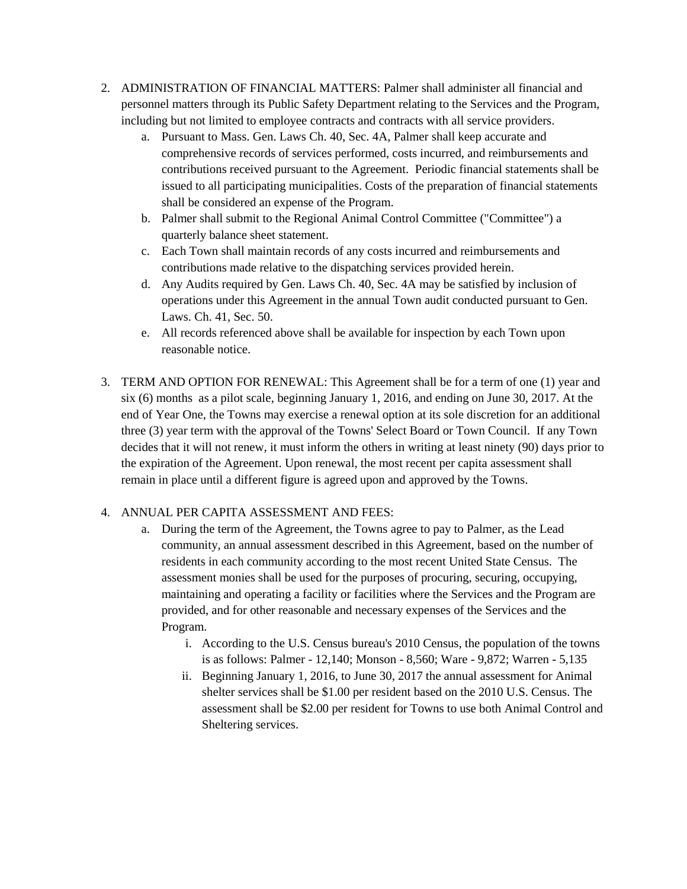2. ADMINISTRATION OF FINANCIAL MATTERS: Palmer shall administer all financial and personnel matters through its Public Safety Department relating to the Services and the Program, including but not limited to employee contracts and contracts with all service providers.
    a. Pursuant to Mass. Gen. Laws Ch. 40, Sec. 4A, Palmer shall keep accurate and comprehensive records of services performed, costs incurred, and reimbursements and contributions received pursuant to the Agreement. Periodic financial statements shall be issued to all participating municipalities. Costs of the preparation of financial statements shall be considered an expense of the Program.
    b. Palmer shall submit to the Regional Animal Control Committee ("Committee") a quarterly balance sheet statement.
    c. Each Town shall maintain records of any costs incurred and reimbursements and contributions made relative to the dispatching services provided herein.
    d. Any Audits required by Gen. Laws Ch. 40, Sec. 4A may be satisfied by inclusion of operations under this Agreement in the annual Town audit conducted pursuant to Gen. Laws. Ch. 41, Sec. 50.
    e. All records referenced above shall be available for inspection by each Town upon reasonable notice.

3. TERM AND OPTION FOR RENEWAL: This Agreement shall be for a term of one (1) year and six (6) months as a pilot scale, beginning January 1, 2016, and ending on June 30, 2017. At the end of Year One, the Towns may exercise a renewal option at its sole discretion for an additional three (3) year term with the approval of the Towns' Select Board or Town Council. If any Town decides that it will not renew, it must inform the others in writing at least ninety (90) days prior to the expiration of the Agreement. Upon renewal, the most recent per capita assessment shall remain in place until a different figure is agreed upon and approved by the Towns.

4. ANNUAL PER CAPITA ASSESSMENT AND FEES:
    a. During the term of the Agreement, the Towns agree to pay to Palmer, as the Lead community, an annual assessment described in this Agreement, based on the number of residents in each community according to the most recent United State Census. The assessment monies shall be used for the purposes of procuring, securing, occupying, maintaining and operating a facility or facilities where the Services and the Program are provided, and for other reasonable and necessary expenses of the Services and the Program.
        i. According to the U.S. Census bureau's 2010 Census, the population of the towns is as follows: Palmer - 12,140; Monson - 8,560; Ware - 9,872; Warren - 5,135
        ii. Beginning January 1, 2016, to June 30, 2017 the annual assessment for Animal shelter services shall be $1.00 per resident based on the 2010 U.S. Census. The assessment shall be $2.00 per resident for Towns to use both Animal Control and Sheltering services.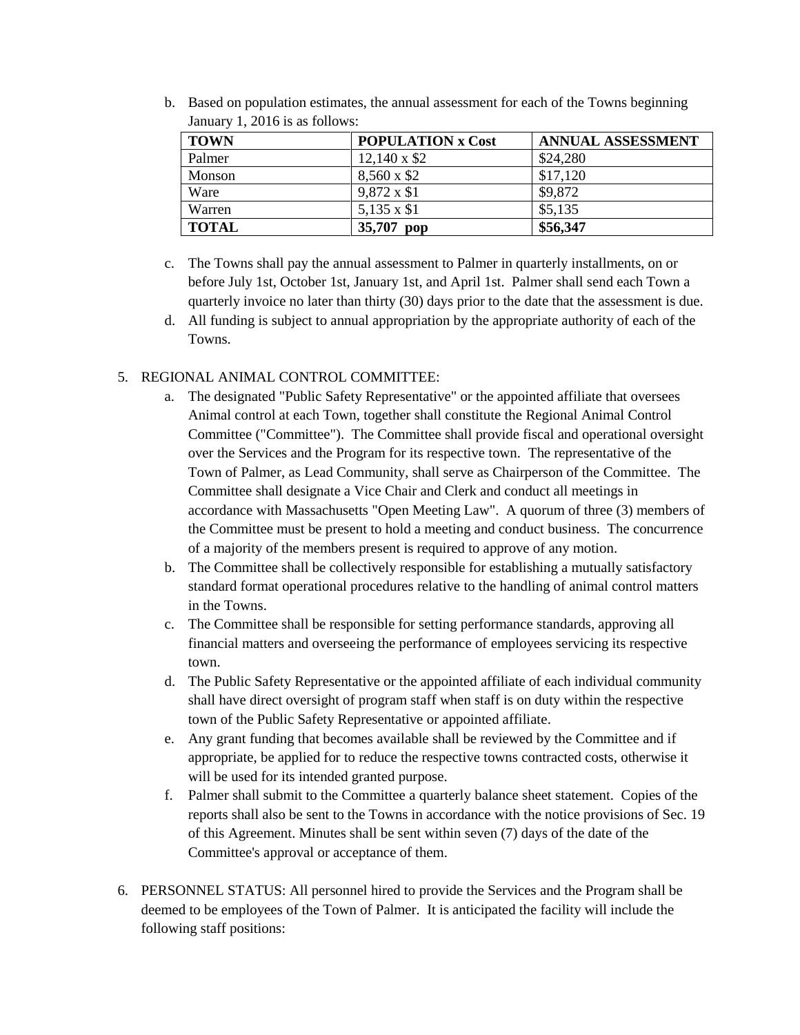b. Based on population estimates, the annual assessment for each of the Towns beginning January 1, 2016 is as follows:

| TOWN | POPULATION x Cost | ANNUAL ASSESSMENT |
|---|---|---|
| Palmer | 12,140 x $2 | $24,280 |
| Monson | 8,560 x $2 | $17,120 |
| Ware | 9,872 x $1 | $9,872 |
| Warren | 5,135 x $1 | $5,135 |
| **TOTAL** | **35,707 pop** | **$56,347** |

c. The Towns shall pay the annual assessment to Palmer in quarterly installments, on or before July 1st, October 1st, January 1st, and April 1st. Palmer shall send each Town a quarterly invoice no later than thirty (30) days prior to the date that the assessment is due.

d. All funding is subject to annual appropriation by the appropriate authority of each of the Towns.

5. REGIONAL ANIMAL CONTROL COMMITTEE:

   a. The designated "Public Safety Representative" or the appointed affiliate that oversees Animal control at each Town, together shall constitute the Regional Animal Control Committee ("Committee"). The Committee shall provide fiscal and operational oversight over the Services and the Program for its respective town. The representative of the Town of Palmer, as Lead Community, shall serve as Chairperson of the Committee. The Committee shall designate a Vice Chair and Clerk and conduct all meetings in accordance with Massachusetts "Open Meeting Law". A quorum of three (3) members of the Committee must be present to hold a meeting and conduct business. The concurrence of a majority of the members present is required to approve of any motion.

   b. The Committee shall be collectively responsible for establishing a mutually satisfactory standard format operational procedures relative to the handling of animal control matters in the Towns.

   c. The Committee shall be responsible for setting performance standards, approving all financial matters and overseeing the performance of employees servicing its respective town.

   d. The Public Safety Representative or the appointed affiliate of each individual community shall have direct oversight of program staff when staff is on duty within the respective town of the Public Safety Representative or appointed affiliate.

   e. Any grant funding that becomes available shall be reviewed by the Committee and if appropriate, be applied for to reduce the respective towns contracted costs, otherwise it will be used for its intended granted purpose.

   f. Palmer shall submit to the Committee a quarterly balance sheet statement. Copies of the reports shall also be sent to the Towns in accordance with the notice provisions of Sec. 19 of this Agreement. Minutes shall be sent within seven (7) days of the date of the Committee's approval or acceptance of them.

6. PERSONNEL STATUS: All personnel hired to provide the Services and the Program shall be deemed to be employees of the Town of Palmer. It is anticipated the facility will include the following staff positions: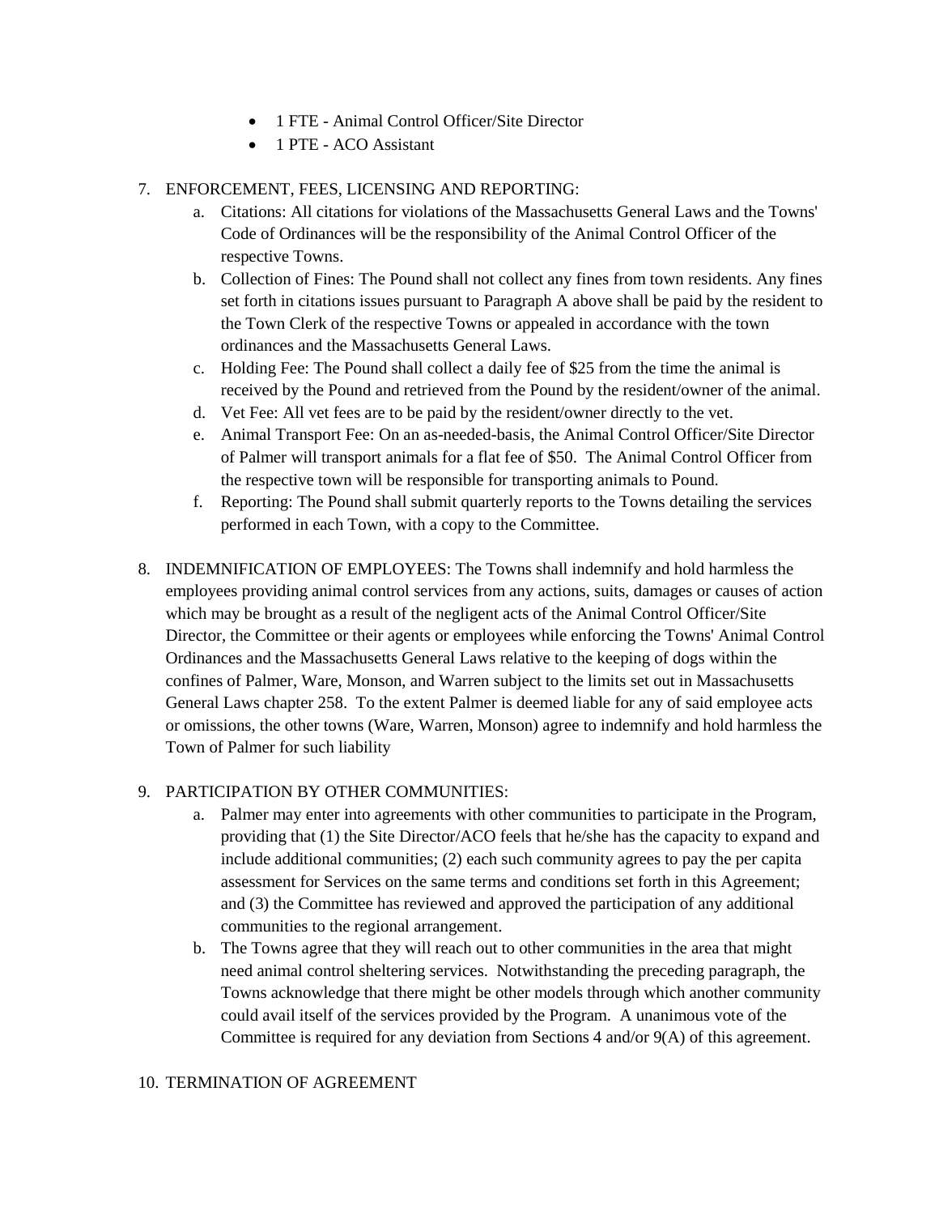- 1 FTE - Animal Control Officer/Site Director
- 1 PTE - ACO Assistant

7. ENFORCEMENT, FEES, LICENSING AND REPORTING:
   a. Citations: All citations for violations of the Massachusetts General Laws and the Towns' Code of Ordinances will be the responsibility of the Animal Control Officer of the respective Towns.
   b. Collection of Fines: The Pound shall not collect any fines from town residents. Any fines set forth in citations issues pursuant to Paragraph A above shall be paid by the resident to the Town Clerk of the respective Towns or appealed in accordance with the town ordinances and the Massachusetts General Laws.
   c. Holding Fee: The Pound shall collect a daily fee of $25 from the time the animal is received by the Pound and retrieved from the Pound by the resident/owner of the animal.
   d. Vet Fee: All vet fees are to be paid by the resident/owner directly to the vet.
   e. Animal Transport Fee: On an as-needed-basis, the Animal Control Officer/Site Director of Palmer will transport animals for a flat fee of $50. The Animal Control Officer from the respective town will be responsible for transporting animals to Pound.
   f. Reporting: The Pound shall submit quarterly reports to the Towns detailing the services performed in each Town, with a copy to the Committee.

8. INDEMNIFICATION OF EMPLOYEES: The Towns shall indemnify and hold harmless the employees providing animal control services from any actions, suits, damages or causes of action which may be brought as a result of the negligent acts of the Animal Control Officer/Site Director, the Committee or their agents or employees while enforcing the Towns' Animal Control Ordinances and the Massachusetts General Laws relative to the keeping of dogs within the confines of Palmer, Ware, Monson, and Warren subject to the limits set out in Massachusetts General Laws chapter 258. To the extent Palmer is deemed liable for any of said employee acts or omissions, the other towns (Ware, Warren, Monson) agree to indemnify and hold harmless the Town of Palmer for such liability

9. PARTICIPATION BY OTHER COMMUNITIES:
   a. Palmer may enter into agreements with other communities to participate in the Program, providing that (1) the Site Director/ACO feels that he/she has the capacity to expand and include additional communities; (2) each such community agrees to pay the per capita assessment for Services on the same terms and conditions set forth in this Agreement; and (3) the Committee has reviewed and approved the participation of any additional communities to the regional arrangement.
   b. The Towns agree that they will reach out to other communities in the area that might need animal control sheltering services. Notwithstanding the preceding paragraph, the Towns acknowledge that there might be other models through which another community could avail itself of the services provided by the Program. A unanimous vote of the Committee is required for any deviation from Sections 4 and/or 9(A) of this agreement.

10. TERMINATION OF AGREEMENT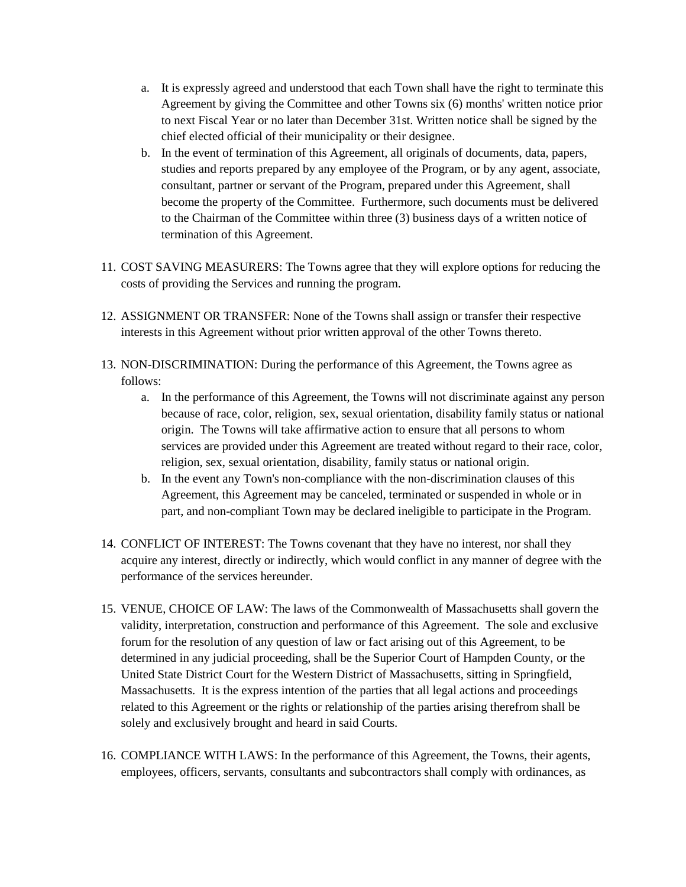a. It is expressly agreed and understood that each Town shall have the right to terminate this Agreement by giving the Committee and other Towns six (6) months' written notice prior to next Fiscal Year or no later than December 31st. Written notice shall be signed by the chief elected official of their municipality or their designee.
b. In the event of termination of this Agreement, all originals of documents, data, papers, studies and reports prepared by any employee of the Program, or by any agent, associate, consultant, partner or servant of the Program, prepared under this Agreement, shall become the property of the Committee. Furthermore, such documents must be delivered to the Chairman of the Committee within three (3) business days of a written notice of termination of this Agreement.

11. COST SAVING MEASURERS: The Towns agree that they will explore options for reducing the costs of providing the Services and running the program.

12. ASSIGNMENT OR TRANSFER: None of the Towns shall assign or transfer their respective interests in this Agreement without prior written approval of the other Towns thereto.

13. NON-DISCRIMINATION: During the performance of this Agreement, the Towns agree as follows:
    a. In the performance of this Agreement, the Towns will not discriminate against any person because of race, color, religion, sex, sexual orientation, disability family status or national origin. The Towns will take affirmative action to ensure that all persons to whom services are provided under this Agreement are treated without regard to their race, color, religion, sex, sexual orientation, disability, family status or national origin.
    b. In the event any Town's non-compliance with the non-discrimination clauses of this Agreement, this Agreement may be canceled, terminated or suspended in whole or in part, and non-compliant Town may be declared ineligible to participate in the Program.

14. CONFLICT OF INTEREST: The Towns covenant that they have no interest, nor shall they acquire any interest, directly or indirectly, which would conflict in any manner of degree with the performance of the services hereunder.

15. VENUE, CHOICE OF LAW: The laws of the Commonwealth of Massachusetts shall govern the validity, interpretation, construction and performance of this Agreement. The sole and exclusive forum for the resolution of any question of law or fact arising out of this Agreement, to be determined in any judicial proceeding, shall be the Superior Court of Hampden County, or the United State District Court for the Western District of Massachusetts, sitting in Springfield, Massachusetts. It is the express intention of the parties that all legal actions and proceedings related to this Agreement or the rights or relationship of the parties arising therefrom shall be solely and exclusively brought and heard in said Courts.

16. COMPLIANCE WITH LAWS: In the performance of this Agreement, the Towns, their agents, employees, officers, servants, consultants and subcontractors shall comply with ordinances, as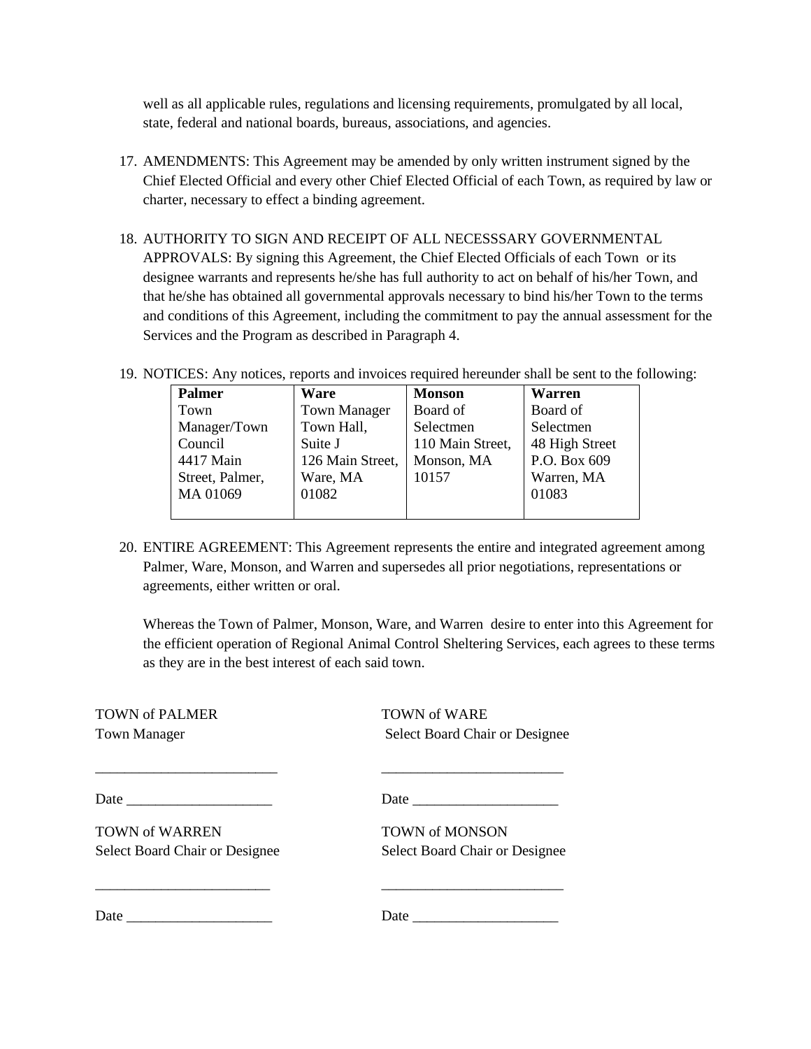well as all applicable rules, regulations and licensing requirements, promulgated by all local, state, federal and national boards, bureaus, associations, and agencies.

17. AMENDMENTS: This Agreement may be amended by only written instrument signed by the Chief Elected Official and every other Chief Elected Official of each Town, as required by law or charter, necessary to effect a binding agreement.

18. AUTHORITY TO SIGN AND RECEIPT OF ALL NECESSSARY GOVERNMENTAL APPROVALS: By signing this Agreement, the Chief Elected Officials of each Town or its designee warrants and represents he/she has full authority to act on behalf of his/her Town, and that he/she has obtained all governmental approvals necessary to bind his/her Town to the terms and conditions of this Agreement, including the commitment to pay the annual assessment for the Services and the Program as described in Paragraph 4.

19. NOTICES: Any notices, reports and invoices required hereunder shall be sent to the following:

| **Palmer** | **Ware** | **Monson** | **Warren** |
|---|---|---|---|
| Town Manager/Town Council 4417 Main Street, Palmer, MA 01069 | Town Manager Town Hall, Suite J 126 Main Street, Ware, MA 01082 | Board of Selectmen 110 Main Street, Monson, MA 10157 | Board of Selectmen 48 High Street P.O. Box 609 Warren, MA 01083 |

20. ENTIRE AGREEMENT: This Agreement represents the entire and integrated agreement among Palmer, Ware, Monson, and Warren and supersedes all prior negotiations, representations or agreements, either written or oral.

    Whereas the Town of Palmer, Monson, Ware, and Warren desire to enter into this Agreement for the efficient operation of Regional Animal Control Sheltering Services, each agrees to these terms as they are in the best interest of each said town.

TOWN of PALMER
Town Manager

_________________________

Date ____________________

TOWN of WARE
Select Board Chair or Designee

_________________________

Date ____________________

TOWN of WARREN
Select Board Chair or Designee

_________________________

Date ____________________

TOWN of MONSON
Select Board Chair or Designee

_________________________

Date ____________________